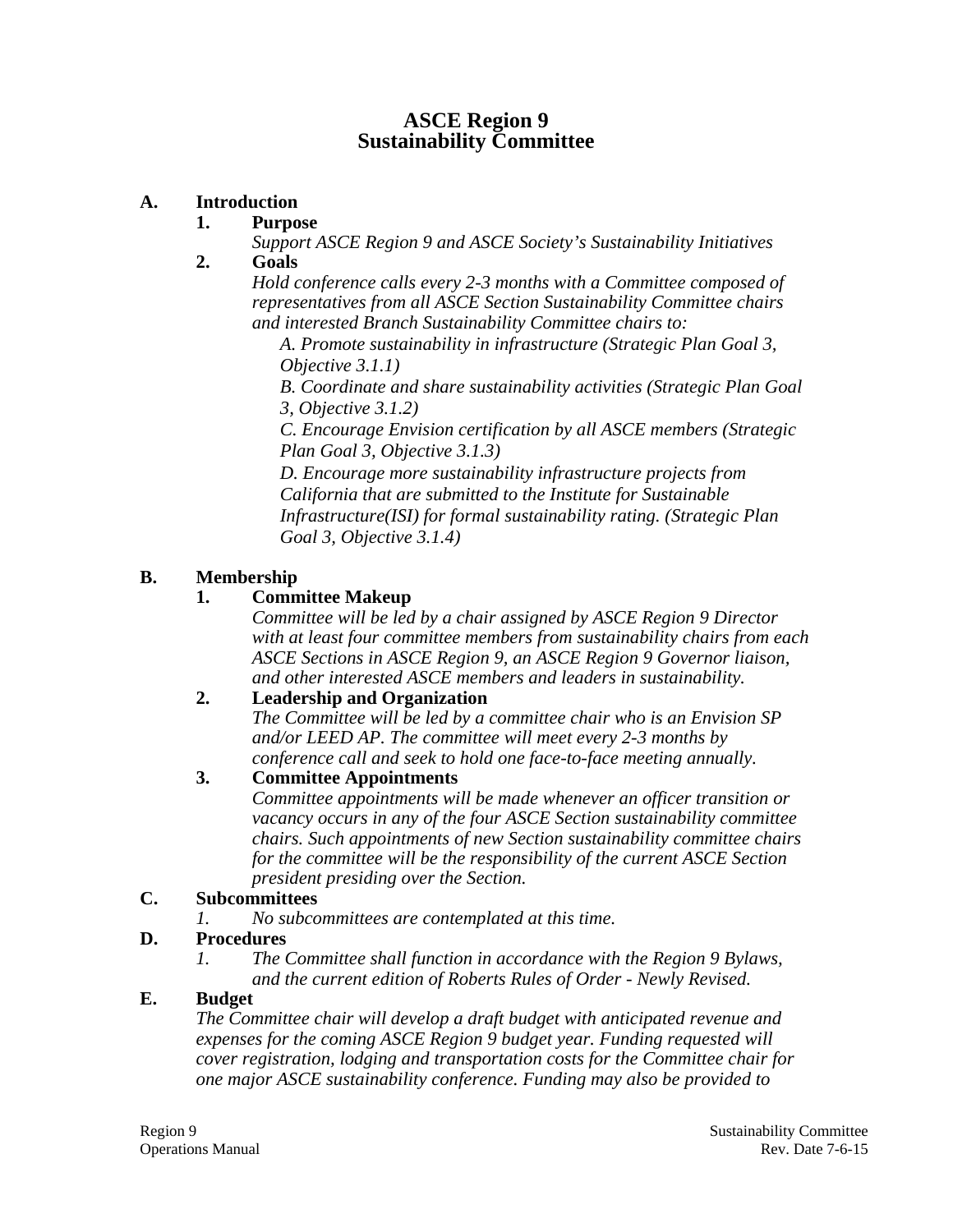# ASCE Region 9
# Sustainability Committee

## A. Introduction

### 1. Purpose

*Support ASCE Region 9 and ASCE Society's Sustainability Initiatives*

### 2. Goals

*Hold conference calls every 2-3 months with a Committee composed of representatives from all ASCE Section Sustainability Committee chairs and interested Branch Sustainability Committee chairs to:*

*A. Promote sustainability in infrastructure (Strategic Plan Goal 3, Objective 3.1.1)*

*B. Coordinate and share sustainability activities (Strategic Plan Goal 3, Objective 3.1.2)*

*C. Encourage Envision certification by all ASCE members (Strategic Plan Goal 3, Objective 3.1.3)*

*D. Encourage more sustainability infrastructure projects from California that are submitted to the Institute for Sustainable Infrastructure(ISI) for formal sustainability rating. (Strategic Plan Goal 3, Objective 3.1.4)*

## B. Membership

### 1. Committee Makeup

*Committee will be led by a chair assigned by ASCE Region 9 Director with at least four committee members from sustainability chairs from each ASCE Sections in ASCE Region 9, an ASCE Region 9 Governor liaison, and other interested ASCE members and leaders in sustainability.*

### 2. Leadership and Organization

*The Committee will be led by a committee chair who is an Envision SP and/or LEED AP. The committee will meet every 2-3 months by conference call and seek to hold one face-to-face meeting annually.*

### 3. Committee Appointments

*Committee appointments will be made whenever an officer transition or vacancy occurs in any of the four ASCE Section sustainability committee chairs. Such appointments of new Section sustainability committee chairs for the committee will be the responsibility of the current ASCE Section president presiding over the Section.*

## C. Subcommittees

*1. No subcommittees are contemplated at this time.*

## D. Procedures

*1. The Committee shall function in accordance with the Region 9 Bylaws, and the current edition of Roberts Rules of Order - Newly Revised.*

## E. Budget

*The Committee chair will develop a draft budget with anticipated revenue and expenses for the coming ASCE Region 9 budget year. Funding requested will cover registration, lodging and transportation costs for the Committee chair for one major ASCE sustainability conference. Funding may also be provided to*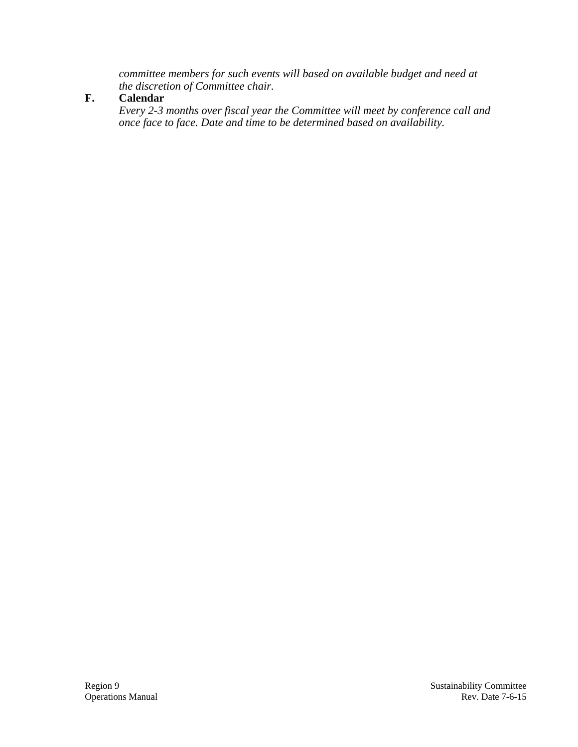*committee members for such events will based on available budget and need at the discretion of Committee chair.*

**F. Calendar**

*Every 2-3 months over fiscal year the Committee will meet by conference call and once face to face. Date and time to be determined based on availability.*